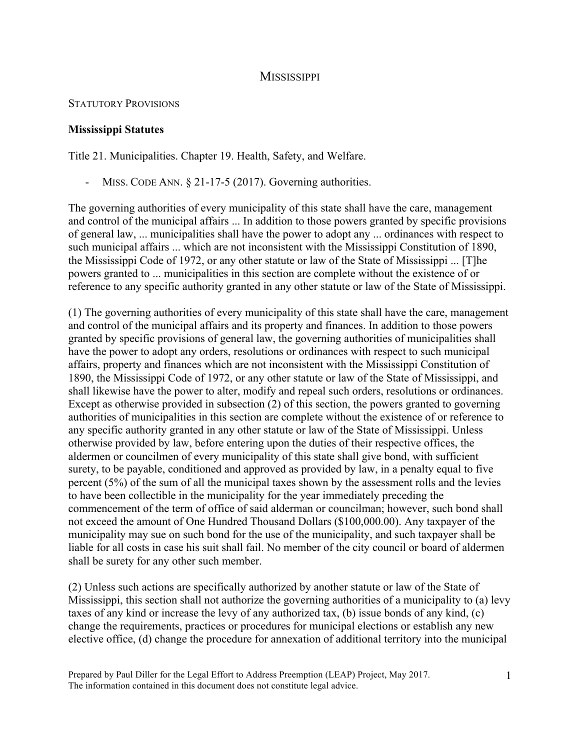# MISSISSIPPI

## STATUTORY PROVISIONS

### Mississippi Statutes

Title 21. Municipalities. Chapter 19. Health, Safety, and Welfare.

- MISS. CODE ANN. § 21-17-5 (2017). Governing authorities.

The governing authorities of every municipality of this state shall have the care, management and control of the municipal affairs ... In addition to those powers granted by specific provisions of general law, ... municipalities shall have the power to adopt any ... ordinances with respect to such municipal affairs ... which are not inconsistent with the Mississippi Constitution of 1890, the Mississippi Code of 1972, or any other statute or law of the State of Mississippi ... [T]he powers granted to ... municipalities in this section are complete without the existence of or reference to any specific authority granted in any other statute or law of the State of Mississippi.

(1) The governing authorities of every municipality of this state shall have the care, management and control of the municipal affairs and its property and finances. In addition to those powers granted by specific provisions of general law, the governing authorities of municipalities shall have the power to adopt any orders, resolutions or ordinances with respect to such municipal affairs, property and finances which are not inconsistent with the Mississippi Constitution of 1890, the Mississippi Code of 1972, or any other statute or law of the State of Mississippi, and shall likewise have the power to alter, modify and repeal such orders, resolutions or ordinances. Except as otherwise provided in subsection (2) of this section, the powers granted to governing authorities of municipalities in this section are complete without the existence of or reference to any specific authority granted in any other statute or law of the State of Mississippi. Unless otherwise provided by law, before entering upon the duties of their respective offices, the aldermen or councilmen of every municipality of this state shall give bond, with sufficient surety, to be payable, conditioned and approved as provided by law, in a penalty equal to five percent (5%) of the sum of all the municipal taxes shown by the assessment rolls and the levies to have been collectible in the municipality for the year immediately preceding the commencement of the term of office of said alderman or councilman; however, such bond shall not exceed the amount of One Hundred Thousand Dollars ($100,000.00). Any taxpayer of the municipality may sue on such bond for the use of the municipality, and such taxpayer shall be liable for all costs in case his suit shall fail. No member of the city council or board of aldermen shall be surety for any other such member.

(2) Unless such actions are specifically authorized by another statute or law of the State of Mississippi, this section shall not authorize the governing authorities of a municipality to (a) levy taxes of any kind or increase the levy of any authorized tax, (b) issue bonds of any kind, (c) change the requirements, practices or procedures for municipal elections or establish any new elective office, (d) change the procedure for annexation of additional territory into the municipal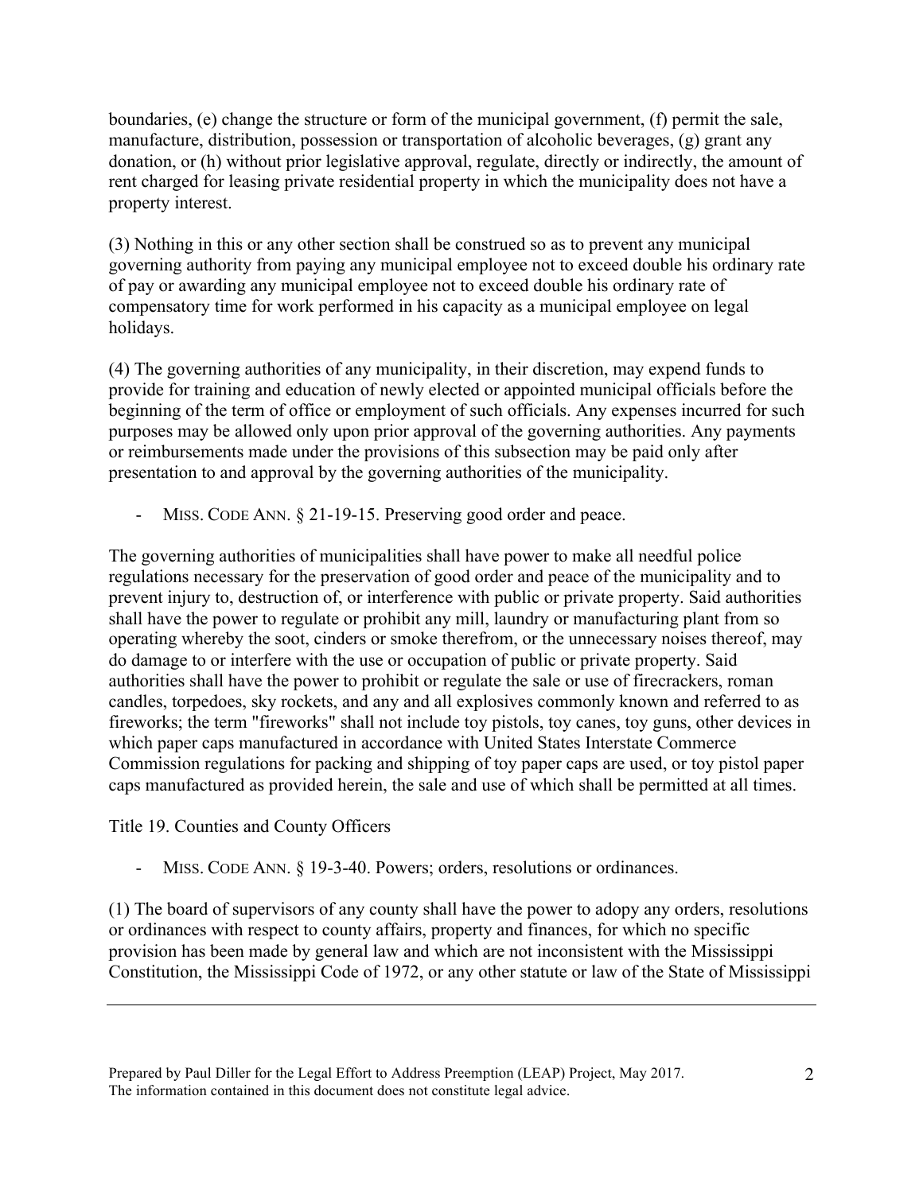boundaries, (e) change the structure or form of the municipal government, (f) permit the sale, manufacture, distribution, possession or transportation of alcoholic beverages, (g) grant any donation, or (h) without prior legislative approval, regulate, directly or indirectly, the amount of rent charged for leasing private residential property in which the municipality does not have a property interest.

(3) Nothing in this or any other section shall be construed so as to prevent any municipal governing authority from paying any municipal employee not to exceed double his ordinary rate of pay or awarding any municipal employee not to exceed double his ordinary rate of compensatory time for work performed in his capacity as a municipal employee on legal holidays.

(4) The governing authorities of any municipality, in their discretion, may expend funds to provide for training and education of newly elected or appointed municipal officials before the beginning of the term of office or employment of such officials. Any expenses incurred for such purposes may be allowed only upon prior approval of the governing authorities. Any payments or reimbursements made under the provisions of this subsection may be paid only after presentation to and approval by the governing authorities of the municipality.

- MISS. CODE ANN. § 21-19-15. Preserving good order and peace.

The governing authorities of municipalities shall have power to make all needful police regulations necessary for the preservation of good order and peace of the municipality and to prevent injury to, destruction of, or interference with public or private property. Said authorities shall have the power to regulate or prohibit any mill, laundry or manufacturing plant from so operating whereby the soot, cinders or smoke therefrom, or the unnecessary noises thereof, may do damage to or interfere with the use or occupation of public or private property. Said authorities shall have the power to prohibit or regulate the sale or use of firecrackers, roman candles, torpedoes, sky rockets, and any and all explosives commonly known and referred to as fireworks; the term "fireworks" shall not include toy pistols, toy canes, toy guns, other devices in which paper caps manufactured in accordance with United States Interstate Commerce Commission regulations for packing and shipping of toy paper caps are used, or toy pistol paper caps manufactured as provided herein, the sale and use of which shall be permitted at all times.

Title 19. Counties and County Officers

- MISS. CODE ANN. § 19-3-40. Powers; orders, resolutions or ordinances.

(1) The board of supervisors of any county shall have the power to adopy any orders, resolutions or ordinances with respect to county affairs, property and finances, for which no specific provision has been made by general law and which are not inconsistent with the Mississippi Constitution, the Mississippi Code of 1972, or any other statute or law of the State of Mississippi

Prepared by Paul Diller for the Legal Effort to Address Preemption (LEAP) Project, May 2017. The information contained in this document does not constitute legal advice.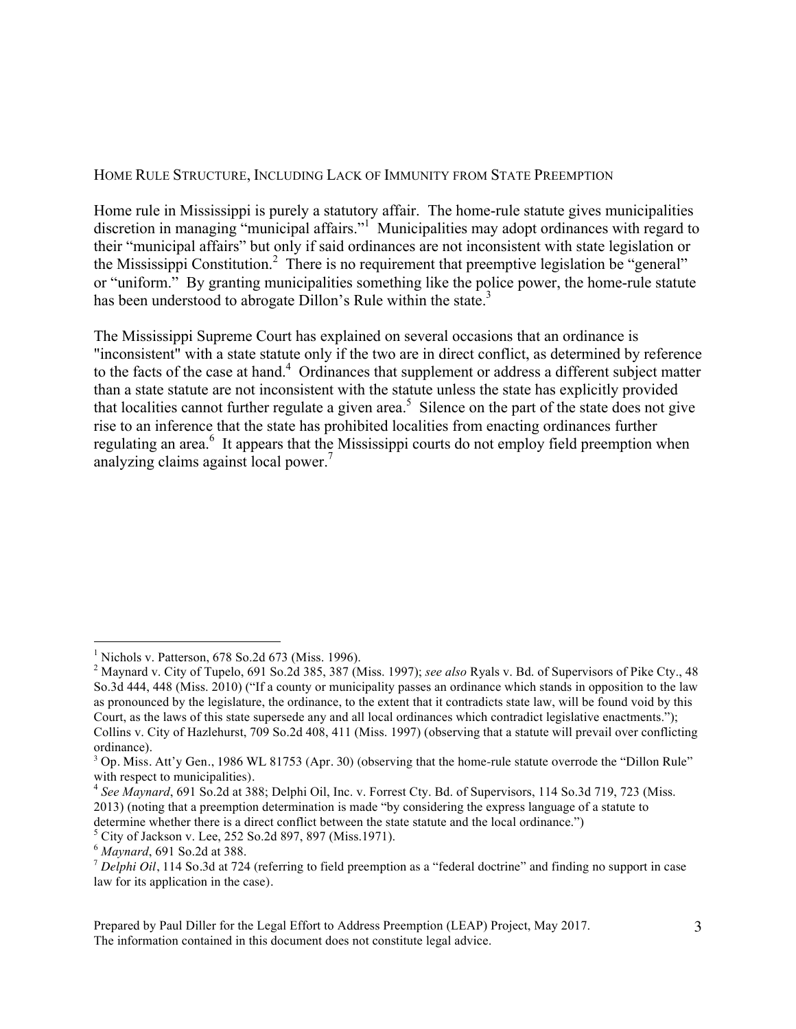## Home Rule Structure, Including Lack of Immunity from State Preemption

Home rule in Mississippi is purely a statutory affair. The home-rule statute gives municipalities discretion in managing "municipal affairs."[1] Municipalities may adopt ordinances with regard to their "municipal affairs" but only if said ordinances are not inconsistent with state legislation or the Mississippi Constitution.[2] There is no requirement that preemptive legislation be "general" or "uniform." By granting municipalities something like the police power, the home-rule statute has been understood to abrogate Dillon's Rule within the state.[3]

The Mississippi Supreme Court has explained on several occasions that an ordinance is "inconsistent" with a state statute only if the two are in direct conflict, as determined by reference to the facts of the case at hand.[4] Ordinances that supplement or address a different subject matter than a state statute are not inconsistent with the statute unless the state has explicitly provided that localities cannot further regulate a given area.[5] Silence on the part of the state does not give rise to an inference that the state has prohibited localities from enacting ordinances further regulating an area.[6] It appears that the Mississippi courts do not employ field preemption when analyzing claims against local power.[7]

---

[1] Nichols v. Patterson, 678 So.2d 673 (Miss. 1996).

[2] Maynard v. City of Tupelo, 691 So.2d 385, 387 (Miss. 1997); *see also* Ryals v. Bd. of Supervisors of Pike Cty., 48 So.3d 444, 448 (Miss. 2010) ("If a county or municipality passes an ordinance which stands in opposition to the law as pronounced by the legislature, the ordinance, to the extent that it contradicts state law, will be found void by this Court, as the laws of this state supersede any and all local ordinances which contradict legislative enactments."); Collins v. City of Hazlehurst, 709 So.2d 408, 411 (Miss. 1997) (observing that a statute will prevail over conflicting ordinance).

[3] Op. Miss. Att'y Gen., 1986 WL 81753 (Apr. 30) (observing that the home-rule statute overrode the "Dillon Rule" with respect to municipalities).

[4] *See Maynard*, 691 So.2d at 388; Delphi Oil, Inc. v. Forrest Cty. Bd. of Supervisors, 114 So.3d 719, 723 (Miss. 2013) (noting that a preemption determination is made "by considering the express language of a statute to determine whether there is a direct conflict between the state statute and the local ordinance.")

[5] City of Jackson v. Lee, 252 So.2d 897, 897 (Miss.1971).

[6] *Maynard*, 691 So.2d at 388.

[7] *Delphi Oil*, 114 So.3d at 724 (referring to field preemption as a "federal doctrine" and finding no support in case law for its application in the case).

Prepared by Paul Diller for the Legal Effort to Address Preemption (LEAP) Project, May 2017.
The information contained in this document does not constitute legal advice.